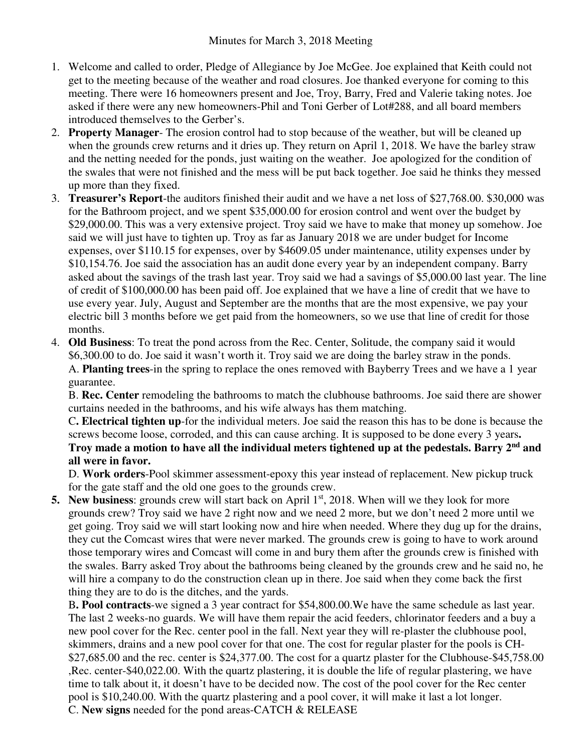Minutes for March 3, 2018 Meeting

1. Welcome and called to order, Pledge of Allegiance by Joe McGee. Joe explained that Keith could not get to the meeting because of the weather and road closures. Joe thanked everyone for coming to this meeting. There were 16 homeowners present and Joe, Troy, Barry, Fred and Valerie taking notes. Joe asked if there were any new homeowners-Phil and Toni Gerber of Lot#288, and all board members introduced themselves to the Gerber's.
2. **Property Manager**- The erosion control had to stop because of the weather, but will be cleaned up when the grounds crew returns and it dries up. They return on April 1, 2018. We have the barley straw and the netting needed for the ponds, just waiting on the weather. Joe apologized for the condition of the swales that were not finished and the mess will be put back together. Joe said he thinks they messed up more than they fixed.
3. **Treasurer's Report**-the auditors finished their audit and we have a net loss of $27,768.00. $30,000 was for the Bathroom project, and we spent $35,000.00 for erosion control and went over the budget by $29,000.00. This was a very extensive project. Troy said we have to make that money up somehow. Joe said we will just have to tighten up. Troy as far as January 2018 we are under budget for Income expenses, over $110.15 for expenses, over by $4609.05 under maintenance, utility expenses under by $10,154.76. Joe said the association has an audit done every year by an independent company. Barry asked about the savings of the trash last year. Troy said we had a savings of $5,000.00 last year. The line of credit of $100,000.00 has been paid off. Joe explained that we have a line of credit that we have to use every year. July, August and September are the months that are the most expensive, we pay your electric bill 3 months before we get paid from the homeowners, so we use that line of credit for those months.
4. **Old Business**: To treat the pond across from the Rec. Center, Solitude, the company said it would $6,300.00 to do. Joe said it wasn't worth it. Troy said we are doing the barley straw in the ponds.
   A. **Planting trees**-in the spring to replace the ones removed with Bayberry Trees and we have a 1 year guarantee.
   B. **Rec. Center** remodeling the bathrooms to match the clubhouse bathrooms. Joe said there are shower curtains needed in the bathrooms, and his wife always has them matching.
   C**. Electrical tighten up**-for the individual meters. Joe said the reason this has to be done is because the screws become loose, corroded, and this can cause arching. It is supposed to be done every 3 years**.**
   **Troy made a motion to have all the individual meters tightened up at the pedestals. Barry 2nd and all were in favor.**
   D. **Work orders**-Pool skimmer assessment-epoxy this year instead of replacement. New pickup truck for the gate staff and the old one goes to the grounds crew.
5. **New business**: grounds crew will start back on April 1st, 2018. When will we they look for more grounds crew? Troy said we have 2 right now and we need 2 more, but we don't need 2 more until we get going. Troy said we will start looking now and hire when needed. Where they dug up for the drains, they cut the Comcast wires that were never marked. The grounds crew is going to have to work around those temporary wires and Comcast will come in and bury them after the grounds crew is finished with the swales. Barry asked Troy about the bathrooms being cleaned by the grounds crew and he said no, he will hire a company to do the construction clean up in there. Joe said when they come back the first thing they are to do is the ditches, and the yards.
   B**. Pool contracts**-we signed a 3 year contract for $54,800.00.We have the same schedule as last year. The last 2 weeks-no guards. We will have them repair the acid feeders, chlorinator feeders and a buy a new pool cover for the Rec. center pool in the fall. Next year they will re-plaster the clubhouse pool, skimmers, drains and a new pool cover for that one. The cost for regular plaster for the pools is CH-$27,685.00 and the rec. center is $24,377.00. The cost for a quartz plaster for the Clubhouse-$45,758.00 ,Rec. center-$40,022.00. With the quartz plastering, it is double the life of regular plastering, we have time to talk about it, it doesn't have to be decided now. The cost of the pool cover for the Rec center pool is $10,240.00. With the quartz plastering and a pool cover, it will make it last a lot longer.
   C. **New signs** needed for the pond areas-CATCH & RELEASE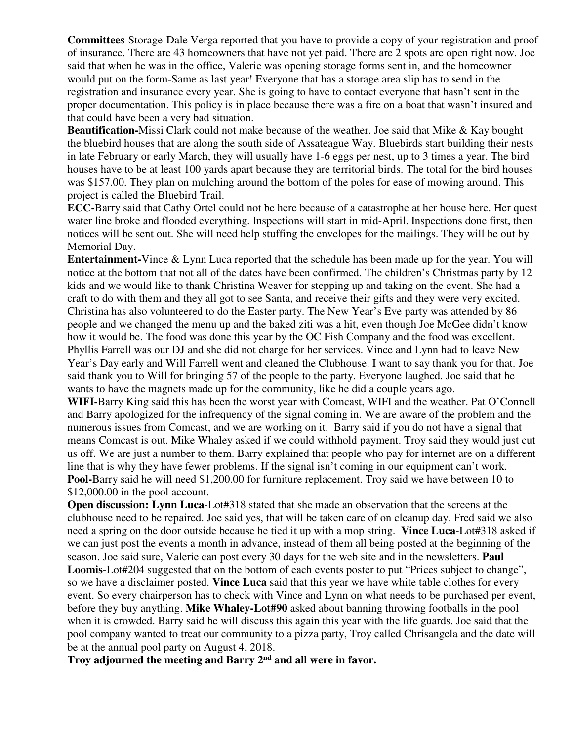**Committees**-Storage-Dale Verga reported that you have to provide a copy of your registration and proof of insurance. There are 43 homeowners that have not yet paid. There are 2 spots are open right now. Joe said that when he was in the office, Valerie was opening storage forms sent in, and the homeowner would put on the form-Same as last year! Everyone that has a storage area slip has to send in the registration and insurance every year. She is going to have to contact everyone that hasn't sent in the proper documentation. This policy is in place because there was a fire on a boat that wasn't insured and that could have been a very bad situation.

**Beautification-**Missi Clark could not make because of the weather. Joe said that Mike & Kay bought the bluebird houses that are along the south side of Assateague Way. Bluebirds start building their nests in late February or early March, they will usually have 1-6 eggs per nest, up to 3 times a year. The bird houses have to be at least 100 yards apart because they are territorial birds. The total for the bird houses was $157.00. They plan on mulching around the bottom of the poles for ease of mowing around. This project is called the Bluebird Trail.

**ECC-**Barry said that Cathy Ortel could not be here because of a catastrophe at her house here. Her quest water line broke and flooded everything. Inspections will start in mid-April. Inspections done first, then notices will be sent out. She will need help stuffing the envelopes for the mailings. They will be out by Memorial Day.

**Entertainment-**Vince & Lynn Luca reported that the schedule has been made up for the year. You will notice at the bottom that not all of the dates have been confirmed. The children's Christmas party by 12 kids and we would like to thank Christina Weaver for stepping up and taking on the event. She had a craft to do with them and they all got to see Santa, and receive their gifts and they were very excited. Christina has also volunteered to do the Easter party. The New Year's Eve party was attended by 86 people and we changed the menu up and the baked ziti was a hit, even though Joe McGee didn't know how it would be. The food was done this year by the OC Fish Company and the food was excellent. Phyllis Farrell was our DJ and she did not charge for her services. Vince and Lynn had to leave New Year's Day early and Will Farrell went and cleaned the Clubhouse. I want to say thank you for that. Joe said thank you to Will for bringing 57 of the people to the party. Everyone laughed. Joe said that he wants to have the magnets made up for the community, like he did a couple years ago.

**WIFI-**Barry King said this has been the worst year with Comcast, WIFI and the weather. Pat O'Connell and Barry apologized for the infrequency of the signal coming in. We are aware of the problem and the numerous issues from Comcast, and we are working on it. Barry said if you do not have a signal that means Comcast is out. Mike Whaley asked if we could withhold payment. Troy said they would just cut us off. We are just a number to them. Barry explained that people who pay for internet are on a different line that is why they have fewer problems. If the signal isn't coming in our equipment can't work.

**Pool-**Barry said he will need $1,200.00 for furniture replacement. Troy said we have between 10 to $12,000.00 in the pool account.

**Open discussion: Lynn Luca**-Lot#318 stated that she made an observation that the screens at the clubhouse need to be repaired. Joe said yes, that will be taken care of on cleanup day. Fred said we also need a spring on the door outside because he tied it up with a mop string. **Vince Luca**-Lot#318 asked if we can just post the events a month in advance, instead of them all being posted at the beginning of the season. Joe said sure, Valerie can post every 30 days for the web site and in the newsletters. **Paul Loomis**-Lot#204 suggested that on the bottom of each events poster to put "Prices subject to change", so we have a disclaimer posted. **Vince Luca** said that this year we have white table clothes for every event. So every chairperson has to check with Vince and Lynn on what needs to be purchased per event, before they buy anything. **Mike Whaley-Lot#90** asked about banning throwing footballs in the pool when it is crowded. Barry said he will discuss this again this year with the life guards. Joe said that the pool company wanted to treat our community to a pizza party, Troy called Chrisangela and the date will be at the annual pool party on August 4, 2018.

**Troy adjourned the meeting and Barry 2nd and all were in favor.**